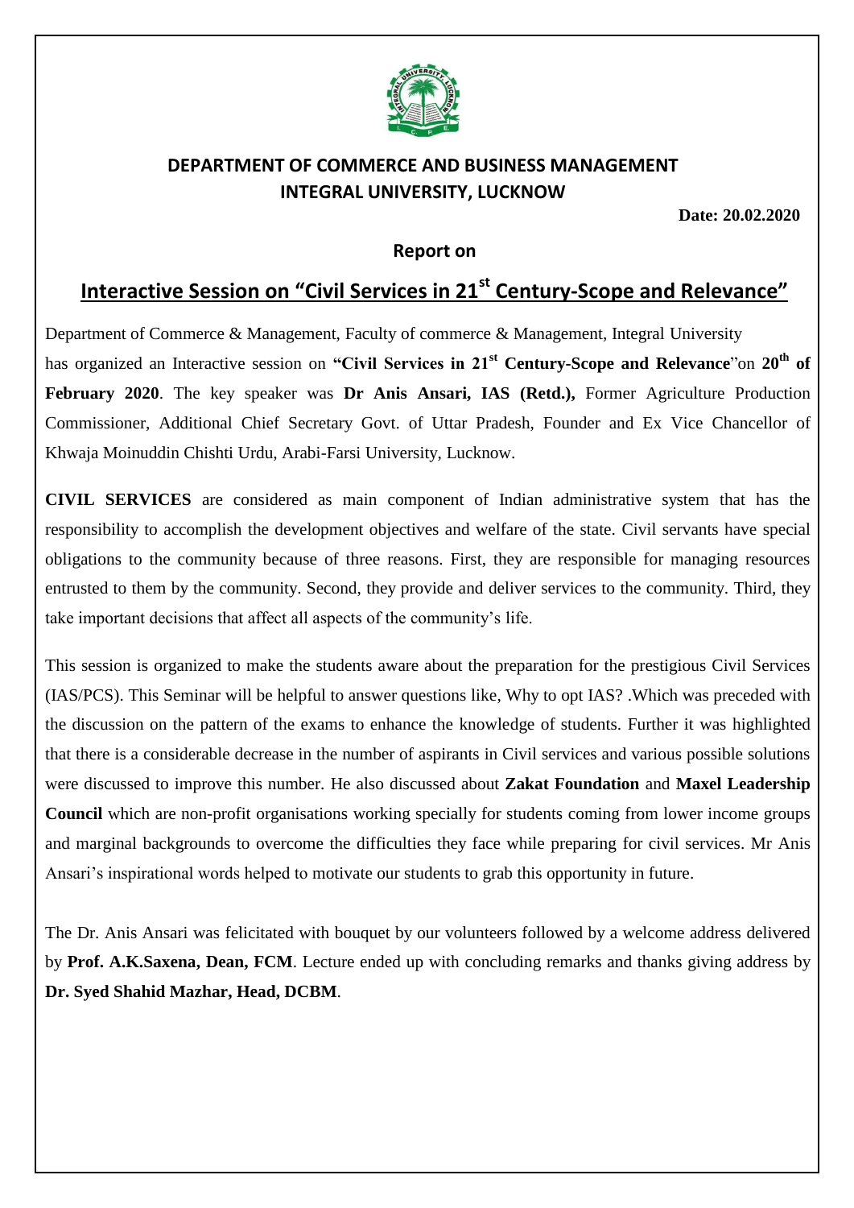## DEPARTMENT OF COMMERCE AND BUSINESS MANAGEMENT
## INTEGRAL UNIVERSITY, LUCKNOW

**Date: 20.02.2020**

**Report on**

# Interactive Session on "Civil Services in 21st Century-Scope and Relevance"

Department of Commerce & Management, Faculty of commerce & Management, Integral University has organized an Interactive session on **"Civil Services in 21st Century-Scope and Relevance**"on **20th of February 2020**. The key speaker was **Dr Anis Ansari, IAS (Retd.),** Former Agriculture Production Commissioner, Additional Chief Secretary Govt. of Uttar Pradesh, Founder and Ex Vice Chancellor of Khwaja Moinuddin Chishti Urdu, Arabi-Farsi University, Lucknow.

**CIVIL SERVICES** are considered as main component of Indian administrative system that has the responsibility to accomplish the development objectives and welfare of the state. Civil servants have special obligations to the community because of three reasons. First, they are responsible for managing resources entrusted to them by the community. Second, they provide and deliver services to the community. Third, they take important decisions that affect all aspects of the community's life.

This session is organized to make the students aware about the preparation for the prestigious Civil Services (IAS/PCS). This Seminar will be helpful to answer questions like, Why to opt IAS? .Which was preceded with the discussion on the pattern of the exams to enhance the knowledge of students. Further it was highlighted that there is a considerable decrease in the number of aspirants in Civil services and various possible solutions were discussed to improve this number. He also discussed about **Zakat Foundation** and **Maxel Leadership Council** which are non-profit organisations working specially for students coming from lower income groups and marginal backgrounds to overcome the difficulties they face while preparing for civil services. Mr Anis Ansari's inspirational words helped to motivate our students to grab this opportunity in future.

The Dr. Anis Ansari was felicitated with bouquet by our volunteers followed by a welcome address delivered by **Prof. A.K.Saxena, Dean, FCM**. Lecture ended up with concluding remarks and thanks giving address by **Dr. Syed Shahid Mazhar, Head, DCBM**.